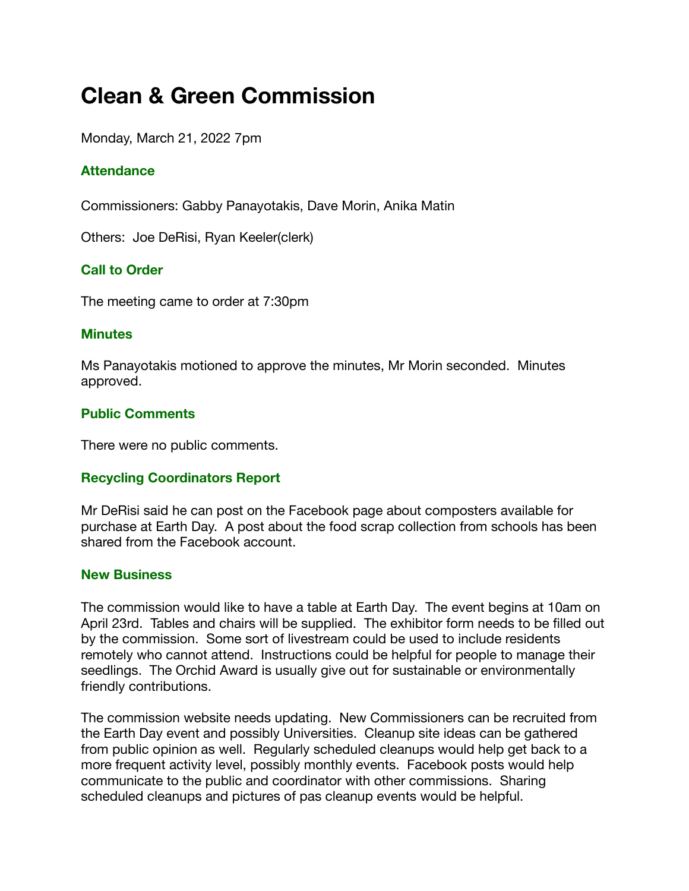# Clean & Green Commission

Monday, March 21, 2022 7pm

### Attendance

Commissioners: Gabby Panayotakis, Dave Morin, Anika Matin

Others: Joe DeRisi, Ryan Keeler(clerk)

### Call to Order

The meeting came to order at 7:30pm

### Minutes

Ms Panayotakis motioned to approve the minutes, Mr Morin seconded. Minutes approved.

### Public Comments

There were no public comments.

### Recycling Coordinators Report

Mr DeRisi said he can post on the Facebook page about composters available for purchase at Earth Day. A post about the food scrap collection from schools has been shared from the Facebook account.

### New Business

The commission would like to have a table at Earth Day. The event begins at 10am on April 23rd. Tables and chairs will be supplied. The exhibitor form needs to be filled out by the commission. Some sort of livestream could be used to include residents remotely who cannot attend. Instructions could be helpful for people to manage their seedlings. The Orchid Award is usually give out for sustainable or environmentally friendly contributions.

The commission website needs updating. New Commissioners can be recruited from the Earth Day event and possibly Universities. Cleanup site ideas can be gathered from public opinion as well. Regularly scheduled cleanups would help get back to a more frequent activity level, possibly monthly events. Facebook posts would help communicate to the public and coordinator with other commissions. Sharing scheduled cleanups and pictures of pas cleanup events would be helpful.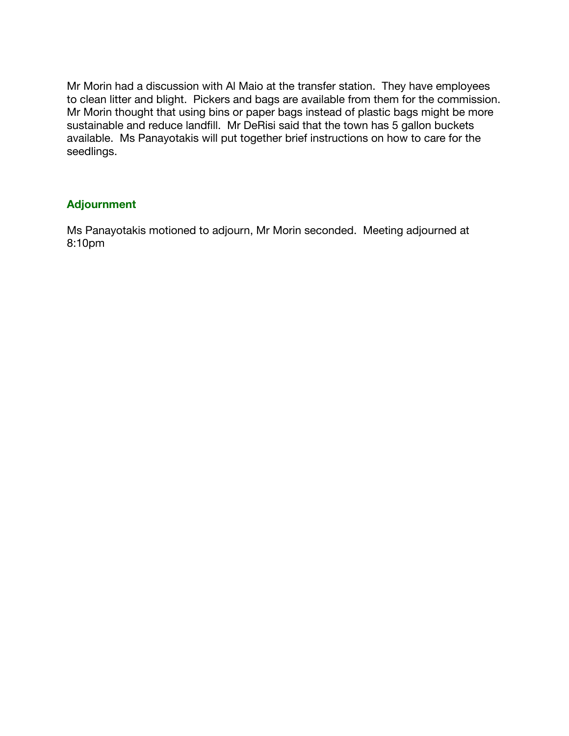Mr Morin had a discussion with Al Maio at the transfer station. They have employees to clean litter and blight. Pickers and bags are available from them for the commission. Mr Morin thought that using bins or paper bags instead of plastic bags might be more sustainable and reduce landfill. Mr DeRisi said that the town has 5 gallon buckets available. Ms Panayotakis will put together brief instructions on how to care for the seedlings.

## Adjournment

Ms Panayotakis motioned to adjourn, Mr Morin seconded. Meeting adjourned at 8:10pm